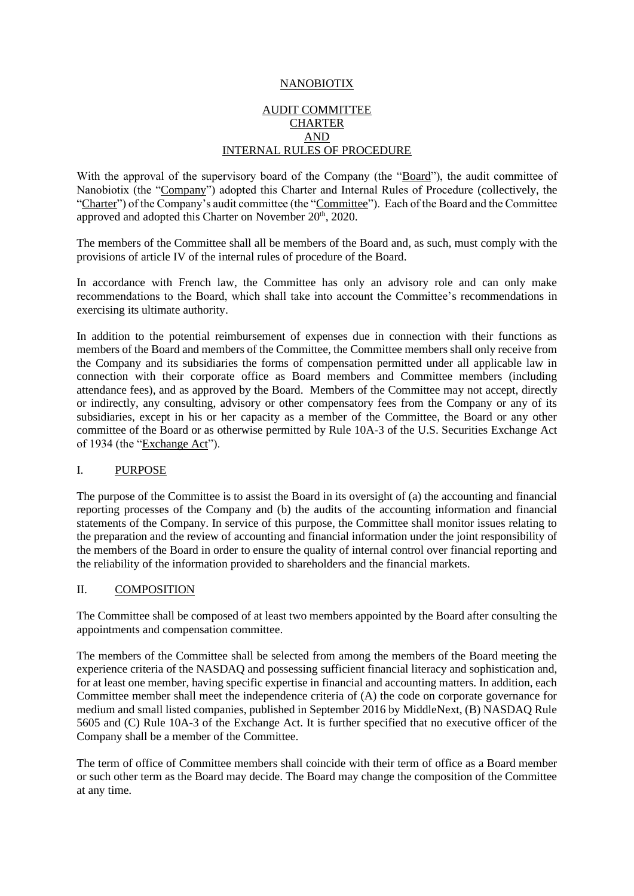# NANOBIOTIX

## AUDIT COMMITTEE CHARTER AND INTERNAL RULES OF PROCEDURE

With the approval of the supervisory board of the Company (the "Board"), the audit committee of Nanobiotix (the "Company") adopted this Charter and Internal Rules of Procedure (collectively, the "Charter") of the Company's audit committee (the "Committee"). Each of the Board and the Committee approved and adopted this Charter on November 20th, 2020.

The members of the Committee shall all be members of the Board and, as such, must comply with the provisions of article IV of the internal rules of procedure of the Board.

In accordance with French law, the Committee has only an advisory role and can only make recommendations to the Board, which shall take into account the Committee's recommendations in exercising its ultimate authority.

In addition to the potential reimbursement of expenses due in connection with their functions as members of the Board and members of the Committee, the Committee members shall only receive from the Company and its subsidiaries the forms of compensation permitted under all applicable law in connection with their corporate office as Board members and Committee members (including attendance fees), and as approved by the Board. Members of the Committee may not accept, directly or indirectly, any consulting, advisory or other compensatory fees from the Company or any of its subsidiaries, except in his or her capacity as a member of the Committee, the Board or any other committee of the Board or as otherwise permitted by Rule 10A-3 of the U.S. Securities Exchange Act of 1934 (the "Exchange Act").

## I. PURPOSE

The purpose of the Committee is to assist the Board in its oversight of (a) the accounting and financial reporting processes of the Company and (b) the audits of the accounting information and financial statements of the Company. In service of this purpose, the Committee shall monitor issues relating to the preparation and the review of accounting and financial information under the joint responsibility of the members of the Board in order to ensure the quality of internal control over financial reporting and the reliability of the information provided to shareholders and the financial markets.

## II. COMPOSITION

The Committee shall be composed of at least two members appointed by the Board after consulting the appointments and compensation committee.

The members of the Committee shall be selected from among the members of the Board meeting the experience criteria of the NASDAQ and possessing sufficient financial literacy and sophistication and, for at least one member, having specific expertise in financial and accounting matters. In addition, each Committee member shall meet the independence criteria of (A) the code on corporate governance for medium and small listed companies, published in September 2016 by MiddleNext, (B) NASDAQ Rule 5605 and (C) Rule 10A-3 of the Exchange Act. It is further specified that no executive officer of the Company shall be a member of the Committee.

The term of office of Committee members shall coincide with their term of office as a Board member or such other term as the Board may decide. The Board may change the composition of the Committee at any time.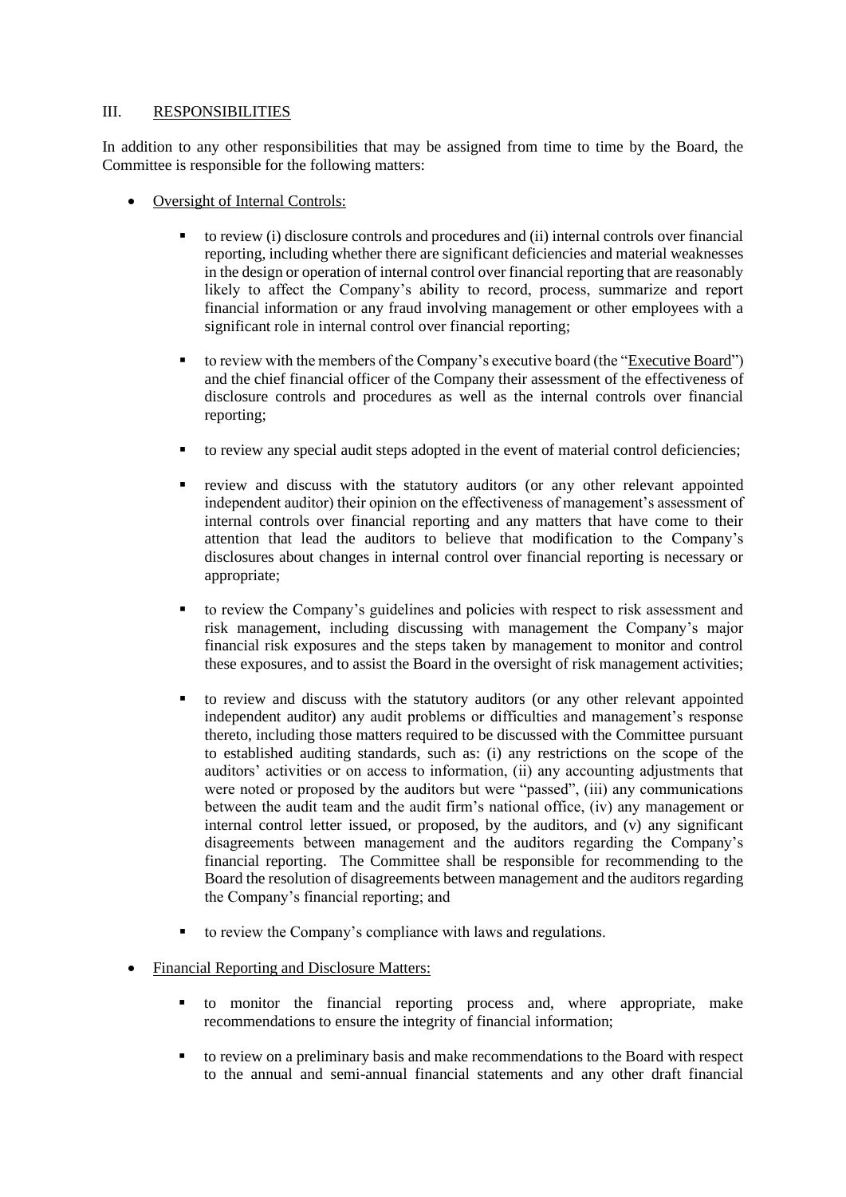## III. RESPONSIBILITIES

In addition to any other responsibilities that may be assigned from time to time by the Board, the Committee is responsible for the following matters:

- Oversight of Internal Controls:
  - to review (i) disclosure controls and procedures and (ii) internal controls over financial reporting, including whether there are significant deficiencies and material weaknesses in the design or operation of internal control over financial reporting that are reasonably likely to affect the Company's ability to record, process, summarize and report financial information or any fraud involving management or other employees with a significant role in internal control over financial reporting;
  - to review with the members of the Company's executive board (the "Executive Board") and the chief financial officer of the Company their assessment of the effectiveness of disclosure controls and procedures as well as the internal controls over financial reporting;
  - to review any special audit steps adopted in the event of material control deficiencies;
  - review and discuss with the statutory auditors (or any other relevant appointed independent auditor) their opinion on the effectiveness of management's assessment of internal controls over financial reporting and any matters that have come to their attention that lead the auditors to believe that modification to the Company's disclosures about changes in internal control over financial reporting is necessary or appropriate;
  - to review the Company's guidelines and policies with respect to risk assessment and risk management, including discussing with management the Company's major financial risk exposures and the steps taken by management to monitor and control these exposures, and to assist the Board in the oversight of risk management activities;
  - to review and discuss with the statutory auditors (or any other relevant appointed independent auditor) any audit problems or difficulties and management's response thereto, including those matters required to be discussed with the Committee pursuant to established auditing standards, such as: (i) any restrictions on the scope of the auditors' activities or on access to information, (ii) any accounting adjustments that were noted or proposed by the auditors but were "passed", (iii) any communications between the audit team and the audit firm's national office, (iv) any management or internal control letter issued, or proposed, by the auditors, and (v) any significant disagreements between management and the auditors regarding the Company's financial reporting. The Committee shall be responsible for recommending to the Board the resolution of disagreements between management and the auditors regarding the Company's financial reporting; and
  - to review the Company's compliance with laws and regulations.
- Financial Reporting and Disclosure Matters:
  - to monitor the financial reporting process and, where appropriate, make recommendations to ensure the integrity of financial information;
  - to review on a preliminary basis and make recommendations to the Board with respect to the annual and semi-annual financial statements and any other draft financial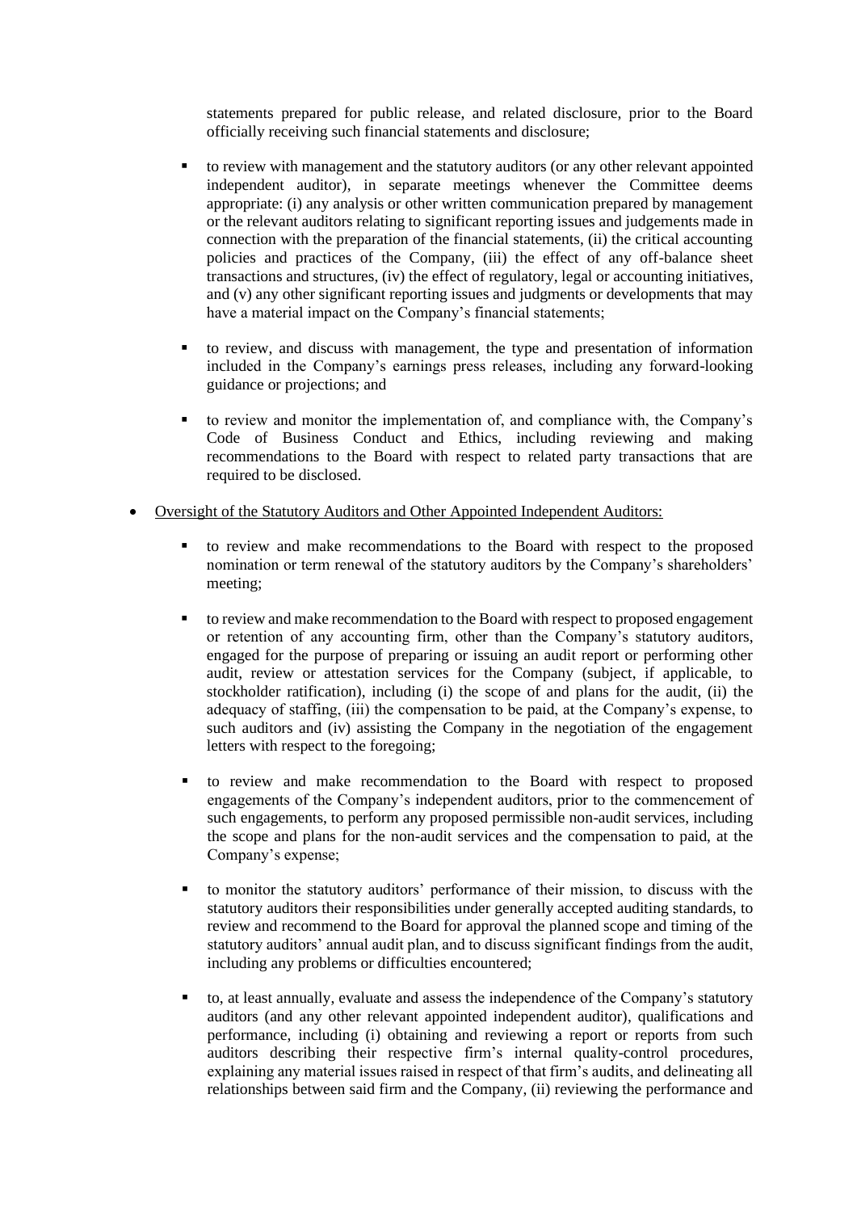statements prepared for public release, and related disclosure, prior to the Board officially receiving such financial statements and disclosure;

  - to review with management and the statutory auditors (or any other relevant appointed independent auditor), in separate meetings whenever the Committee deems appropriate: (i) any analysis or other written communication prepared by management or the relevant auditors relating to significant reporting issues and judgements made in connection with the preparation of the financial statements, (ii) the critical accounting policies and practices of the Company, (iii) the effect of any off-balance sheet transactions and structures, (iv) the effect of regulatory, legal or accounting initiatives, and (v) any other significant reporting issues and judgments or developments that may have a material impact on the Company's financial statements;

  - to review, and discuss with management, the type and presentation of information included in the Company's earnings press releases, including any forward-looking guidance or projections; and

  - to review and monitor the implementation of, and compliance with, the Company's Code of Business Conduct and Ethics, including reviewing and making recommendations to the Board with respect to related party transactions that are required to be disclosed.

- <u>Oversight of the Statutory Auditors and Other Appointed Independent Auditors:</u>

  - to review and make recommendations to the Board with respect to the proposed nomination or term renewal of the statutory auditors by the Company's shareholders' meeting;

  - to review and make recommendation to the Board with respect to proposed engagement or retention of any accounting firm, other than the Company's statutory auditors, engaged for the purpose of preparing or issuing an audit report or performing other audit, review or attestation services for the Company (subject, if applicable, to stockholder ratification), including (i) the scope of and plans for the audit, (ii) the adequacy of staffing, (iii) the compensation to be paid, at the Company's expense, to such auditors and (iv) assisting the Company in the negotiation of the engagement letters with respect to the foregoing;

  - to review and make recommendation to the Board with respect to proposed engagements of the Company's independent auditors, prior to the commencement of such engagements, to perform any proposed permissible non-audit services, including the scope and plans for the non-audit services and the compensation to paid, at the Company's expense;

  - to monitor the statutory auditors' performance of their mission, to discuss with the statutory auditors their responsibilities under generally accepted auditing standards, to review and recommend to the Board for approval the planned scope and timing of the statutory auditors' annual audit plan, and to discuss significant findings from the audit, including any problems or difficulties encountered;

  - to, at least annually, evaluate and assess the independence of the Company's statutory auditors (and any other relevant appointed independent auditor), qualifications and performance, including (i) obtaining and reviewing a report or reports from such auditors describing their respective firm's internal quality-control procedures, explaining any material issues raised in respect of that firm's audits, and delineating all relationships between said firm and the Company, (ii) reviewing the performance and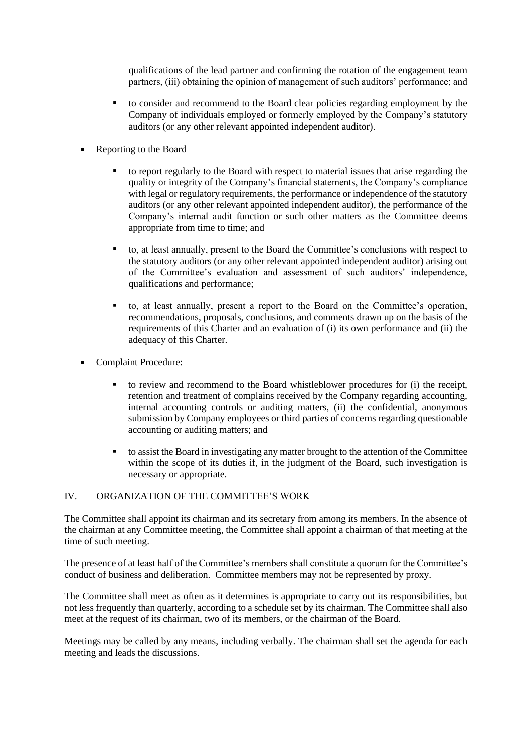qualifications of the lead partner and confirming the rotation of the engagement team partners, (iii) obtaining the opinion of management of such auditors' performance; and

- to consider and recommend to the Board clear policies regarding employment by the Company of individuals employed or formerly employed by the Company's statutory auditors (or any other relevant appointed independent auditor).

- Reporting to the Board

  - to report regularly to the Board with respect to material issues that arise regarding the quality or integrity of the Company's financial statements, the Company's compliance with legal or regulatory requirements, the performance or independence of the statutory auditors (or any other relevant appointed independent auditor), the performance of the Company's internal audit function or such other matters as the Committee deems appropriate from time to time; and

  - to, at least annually, present to the Board the Committee's conclusions with respect to the statutory auditors (or any other relevant appointed independent auditor) arising out of the Committee's evaluation and assessment of such auditors' independence, qualifications and performance;

  - to, at least annually, present a report to the Board on the Committee's operation, recommendations, proposals, conclusions, and comments drawn up on the basis of the requirements of this Charter and an evaluation of (i) its own performance and (ii) the adequacy of this Charter.

- Complaint Procedure:

  - to review and recommend to the Board whistleblower procedures for (i) the receipt, retention and treatment of complains received by the Company regarding accounting, internal accounting controls or auditing matters, (ii) the confidential, anonymous submission by Company employees or third parties of concerns regarding questionable accounting or auditing matters; and

  - to assist the Board in investigating any matter brought to the attention of the Committee within the scope of its duties if, in the judgment of the Board, such investigation is necessary or appropriate.

## IV. ORGANIZATION OF THE COMMITTEE'S WORK

The Committee shall appoint its chairman and its secretary from among its members. In the absence of the chairman at any Committee meeting, the Committee shall appoint a chairman of that meeting at the time of such meeting.

The presence of at least half of the Committee's members shall constitute a quorum for the Committee's conduct of business and deliberation. Committee members may not be represented by proxy.

The Committee shall meet as often as it determines is appropriate to carry out its responsibilities, but not less frequently than quarterly, according to a schedule set by its chairman. The Committee shall also meet at the request of its chairman, two of its members, or the chairman of the Board.

Meetings may be called by any means, including verbally. The chairman shall set the agenda for each meeting and leads the discussions.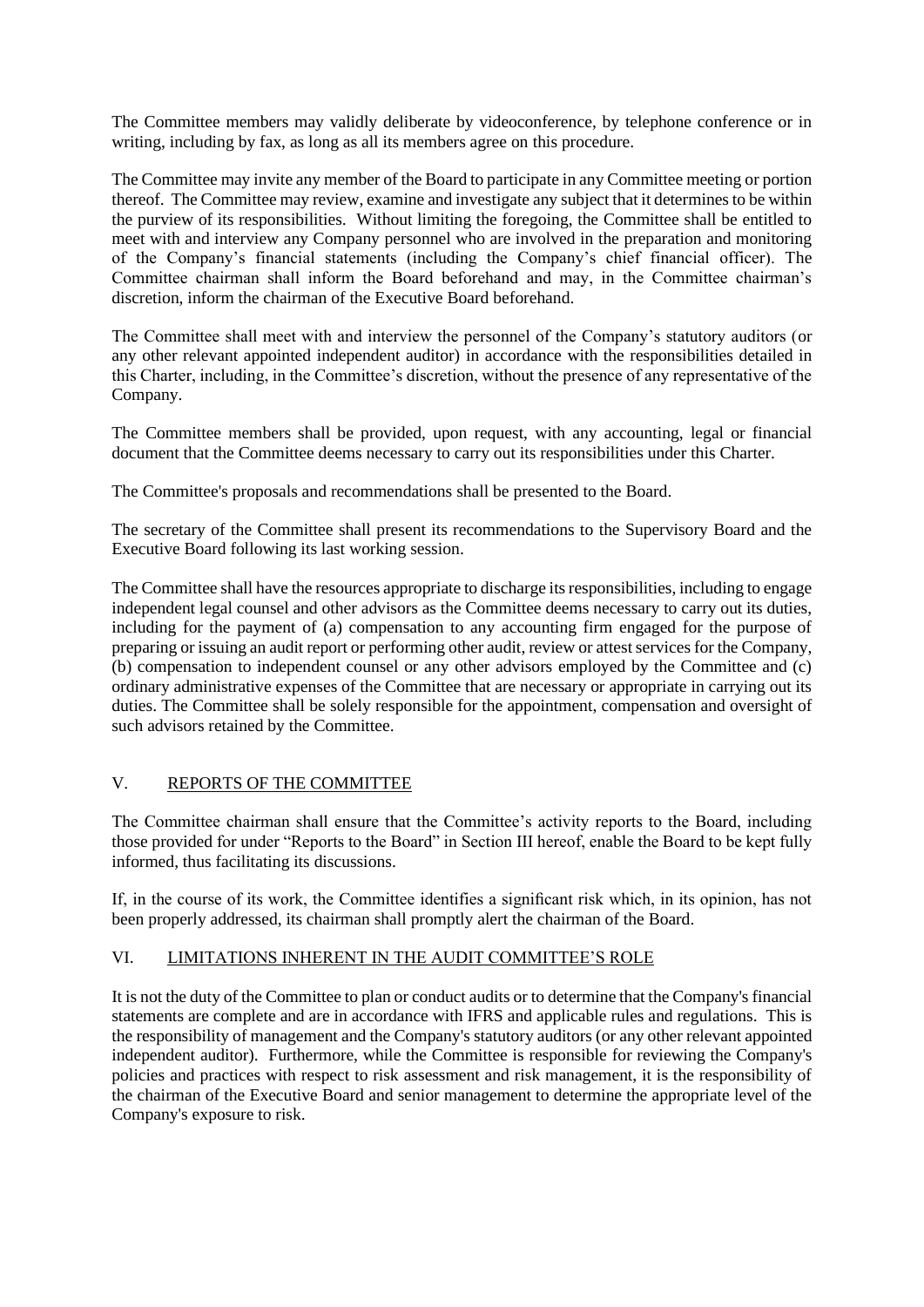The Committee members may validly deliberate by videoconference, by telephone conference or in writing, including by fax, as long as all its members agree on this procedure.

The Committee may invite any member of the Board to participate in any Committee meeting or portion thereof. The Committee may review, examine and investigate any subject that it determines to be within the purview of its responsibilities. Without limiting the foregoing, the Committee shall be entitled to meet with and interview any Company personnel who are involved in the preparation and monitoring of the Company's financial statements (including the Company's chief financial officer). The Committee chairman shall inform the Board beforehand and may, in the Committee chairman's discretion, inform the chairman of the Executive Board beforehand.

The Committee shall meet with and interview the personnel of the Company's statutory auditors (or any other relevant appointed independent auditor) in accordance with the responsibilities detailed in this Charter, including, in the Committee's discretion, without the presence of any representative of the Company.

The Committee members shall be provided, upon request, with any accounting, legal or financial document that the Committee deems necessary to carry out its responsibilities under this Charter.

The Committee's proposals and recommendations shall be presented to the Board.

The secretary of the Committee shall present its recommendations to the Supervisory Board and the Executive Board following its last working session.

The Committee shall have the resources appropriate to discharge its responsibilities, including to engage independent legal counsel and other advisors as the Committee deems necessary to carry out its duties, including for the payment of (a) compensation to any accounting firm engaged for the purpose of preparing or issuing an audit report or performing other audit, review or attest services for the Company, (b) compensation to independent counsel or any other advisors employed by the Committee and (c) ordinary administrative expenses of the Committee that are necessary or appropriate in carrying out its duties. The Committee shall be solely responsible for the appointment, compensation and oversight of such advisors retained by the Committee.

## V. REPORTS OF THE COMMITTEE

The Committee chairman shall ensure that the Committee's activity reports to the Board, including those provided for under "Reports to the Board" in Section III hereof, enable the Board to be kept fully informed, thus facilitating its discussions.

If, in the course of its work, the Committee identifies a significant risk which, in its opinion, has not been properly addressed, its chairman shall promptly alert the chairman of the Board.

## VI. LIMITATIONS INHERENT IN THE AUDIT COMMITTEE'S ROLE

It is not the duty of the Committee to plan or conduct audits or to determine that the Company's financial statements are complete and are in accordance with IFRS and applicable rules and regulations. This is the responsibility of management and the Company's statutory auditors (or any other relevant appointed independent auditor). Furthermore, while the Committee is responsible for reviewing the Company's policies and practices with respect to risk assessment and risk management, it is the responsibility of the chairman of the Executive Board and senior management to determine the appropriate level of the Company's exposure to risk.